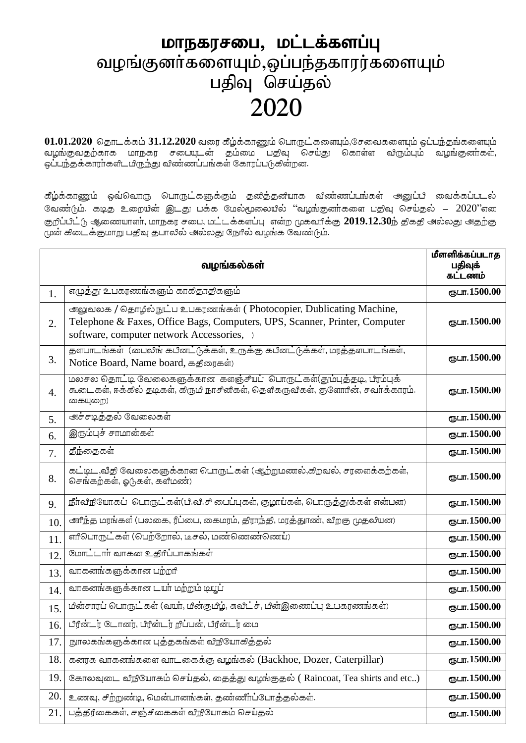# மாநகரசபை, மட்டக்களப்பு
## வழங்குனர்களையும்,ஒப்பந்தகாரர்களையும் பதிவு செய்தல்
## 2020

**01.01.2020** தொடக்கம் **31.12.2020** வரை கீழ்க்காணும் பொருட்களையும்,சேவைகளையும் ஒப்பந்தங்களையும் வழங்குவதற்காக மாநகர சபையுடன் தம்மை பதிவு செய்து கொள்ள விரும்பும் வழங்குனர்கள், ஒப்பந்தக்காரர்களிடமிருந்து விண்ணப்பங்கள் கோரப்படுகின்றன.

கீழ்க்காணும் ஒவ்வொரு பொருட்களுக்கும் தனித்தனியாக விண்ணப்பங்கள் அனுப்பி வைக்கப்படல் வேண்டும். கடித உறையின் இடது பக்க மேல்மூலையில் "வழங்குனர்களை பதிவு செய்தல் – 2020"என குறிப்பிட்டு ஆணையாளர், மாநகர சபை, மட்டக்களப்பு என்ற முகவரிக்கு **2019.12.30**ந் திகதி அல்லது அதற்கு முன் கிடைக்குமாறு பதிவு தபாலில் அல்லது நேரில் வழங்க வேண்டும்.

| | வழங்கல்கள் | மீளளிக்கப்படாத பதிவுக் கட்டணம் |
|---|---|---|
| 1. | எழுத்து உபகரணங்களும் காகிதாதிகளும் | ரூபா.1500.00 |
| 2. | அலுவலக / தொழில்நுட்ப உபகரணங்கள் ( Photocopier, Dublicating Machine, Telephone & Faxes, Office Bags, Computers, UPS, Scanner, Printer, Computer software, computer network Accessories, ) | ரூபா.1500.00 |
| 3. | தளபாடங்கள் (பைலிங் கபினட்டுக்கள், உருக்கு கபினட்டுக்கள், மரத்தளபாடங்கள், Notice Board, Name board, கதிரைகள்) | ரூபா.1500.00 |
| 4. | மலசல தொட்டி வேலைகளுக்கான களஞ்சியப் பொருட்கள்(தும்புத்தடி, பிரம்புக் கூடைகள், ஈக்கில் தடிகள், கிருமி நாசினிகள், தெளிகருவிகள், குளோரின், சவர்க்காரம். கையுறை) | ரூபா.1500.00 |
| 5. | அச்சடித்தல் வேலைகள் | ரூபா.1500.00 |
| 6. | இரும்புச் சாமான்கள் | ரூபா.1500.00 |
| 7. | தீந்தைகள் | ரூபா.1500.00 |
| 8. | கட்டிட,வீதி வேலைகளுக்கான பொருட்கள் (ஆற்றுமணல்,கிறவல், சரளைக்கற்கள், செங்கற்கள், ஓடுகள், களிமண்) | ரூபா.1500.00 |
| 9. | நீர்விநியோகப் பொருட்கள்(பி.வி.சி பைப்புகள், குழாய்கள், பொருத்துக்கள் என்பன) | ரூபா.1500.00 |
| 10. | அரிந்த மரங்கள் (பலகை, ரீப்பை, கைமரம், திராந்தி, மரத்தூண், விறகு முதலியன) | ரூபா.1500.00 |
| 11. | எரிபொருட்கள் (பெற்றோல், டீசல், மண்ணெண்ணெய்) | ரூபா.1500.00 |
| 12. | மோட்டார் வாகன உதிரிப்பாகங்கள் | ரூபா.1500.00 |
| 13. | வாகனங்களுக்கான பற்றரி | ரூபா.1500.00 |
| 14. | வாகனங்களுக்கான டயர் மற்றும் டியூப் | ரூபா.1500.00 |
| 15. | மின்சாரப் பொருட்கள் (வயர், மின்குமிழ், சுவிட்ச், மின்இணைப்பு உபகரணங்கள்) | ரூபா.1500.00 |
| 16. | பிரின்டர் டோனர், பிரின்டர் றிப்பன், பிரின்டர் மை | ரூபா.1500.00 |
| 17. | நூலகங்களுக்கான புத்தகங்கள் விநியோகித்தல் | ரூபா.1500.00 |
| 18. | கனரக வாகனங்களை வாடகைக்கு வழங்கல் (Backhoe, Dozer, Caterpillar) | ரூபா.1500.00 |
| 19. | கோலவுடை விநியோகம் செய்தல், தைத்து வழங்குதல் ( Raincoat, Tea shirts and etc..) | ரூபா.1500.00 |
| 20. | உணவு, சிற்றுண்டி, மென்பானங்கள், தண்ணீர்ப்போத்தல்கள். | ரூபா.1500.00 |
| 21. | பத்திரிகைகள், சஞ்சிகைகள் விநியோகம் செய்தல் | ரூபா.1500.00 |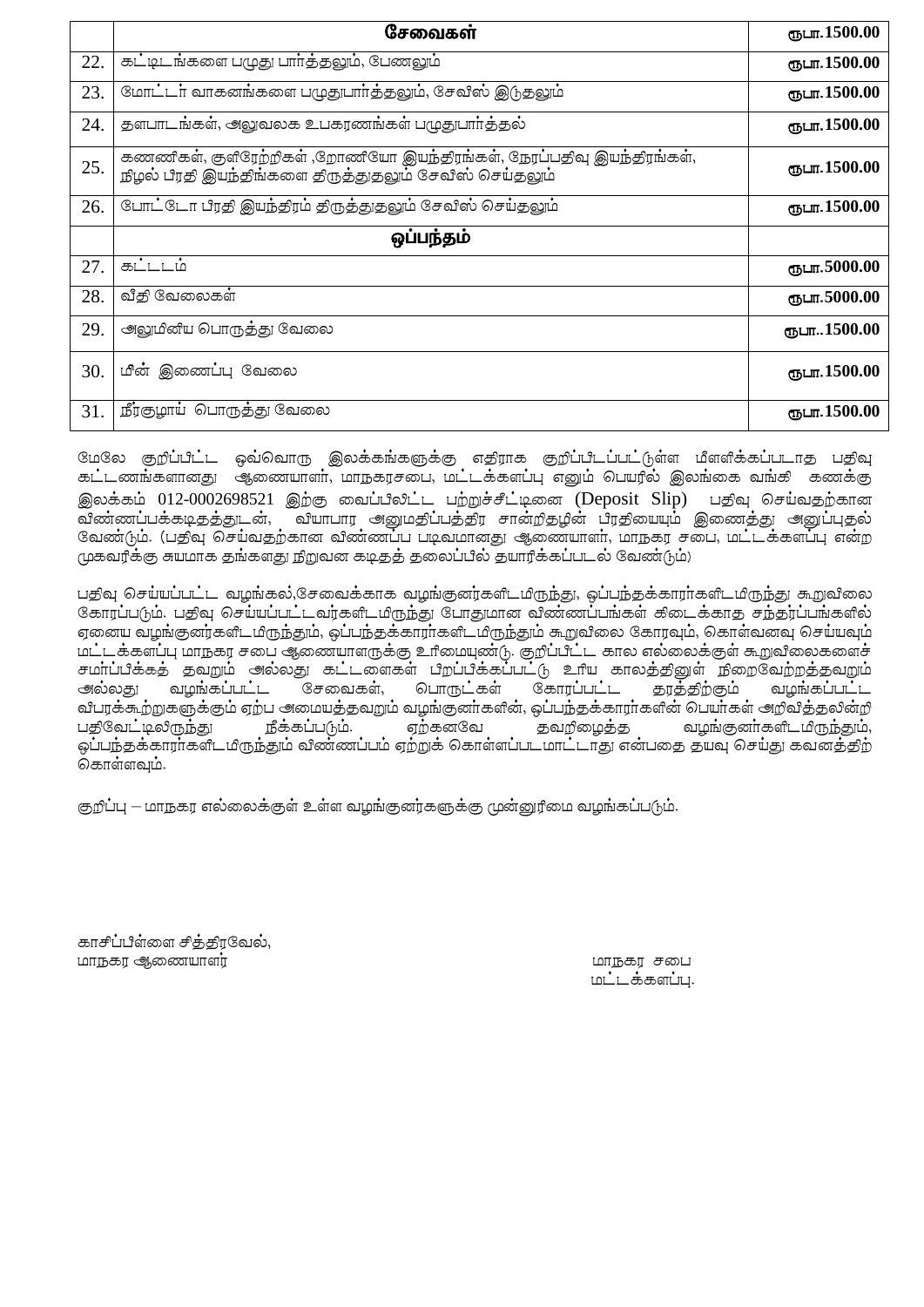| | சேவைகள் | ரூபா.1500.00 |
|---|---|---|
| 22. | கட்டிடங்களை பழுது பார்த்தலும், பேணலும் | ரூபா.1500.00 |
| 23. | மோட்டர் வாகனங்களை பழுதுபார்த்தலும், சேவிஸ் இடுதலும் | ரூபா.1500.00 |
| 24. | தளபாடங்கள், அலுவலக உபகரணங்கள் பழுதுபார்த்தல் | ரூபா.1500.00 |
| 25. | கணணிகள், குளிரேற்றிகள் ,றோணியோ இயந்திரங்கள், நேரப்பதிவு இயந்திரங்கள், நிழல் பிரதி இயந்திங்களை திருத்துதலும் சேவிஸ் செய்தலும் | ரூபா.1500.00 |
| 26. | போட்டோ பிரதி இயந்திரம் திருத்துதலும் சேவிஸ் செய்தலும் | ரூபா.1500.00 |
| | ஒப்பந்தம் | |
| 27. | கட்டடம் | ரூபா.5000.00 |
| 28. | வீதி வேலைகள் | ரூபா.5000.00 |
| 29. | அலுமினிய பொருத்து வேலை | ரூபா..1500.00 |
| 30. | மீன் இணைப்பு வேலை | ரூபா.1500.00 |
| 31. | நீர்குழாய் பொருத்து வேலை | ரூபா.1500.00 |

மேலே குறிப்பிட்ட ஒவ்வொரு இலக்கங்களுக்கு எதிராக குறிப்பிடப்பட்டுள்ள மீளளிக்கப்படாத பதிவு கட்டணங்களானது ஆணையாளர், மாநகரசபை, மட்டக்களப்பு எனும் பெயரில் இலங்கை வங்கி கணக்கு இலக்கம் 012-0002698521 இற்கு வைப்பிலிட்ட பற்றுச்சீட்டினை (Deposit Slip) பதிவு செய்வதற்கான விண்ணப்பக்கடிதத்துடன், வியாபார அனுமதிப்பத்திர சான்றிதழின் பிரதியையும் இணைத்து அனுப்புதல் வேண்டும். (பதிவு செய்வதற்கான விண்ணப்ப படிவமானது ஆணையாளர், மாநகர சபை, மட்டக்களப்பு என்ற முகவரிக்கு சுயமாக தங்களது நிறுவன கடிதத் தலைப்பில் தயாரிக்கப்படல் வேண்டும்)

பதிவு செய்யப்பட்ட வழங்கல்,சேவைக்காக வழங்குனர்களிடமிருந்து, ஒப்பந்தக்காரர்களிடமிருந்து கூறுவிலை கோரப்படும். பதிவு செய்யப்பட்டவர்களிடமிருந்து போதுமான விண்ணப்பங்கள் கிடைக்காத சந்தர்ப்பங்களில் ஏனைய வழங்குனர்களிடமிருந்தும், ஒப்பந்தக்காரர்களிடமிருந்தும் கூறுவிலை கோரவும், கொள்வனவு செய்யவும் மட்டக்களப்பு மாநகர சபை ஆணையாளருக்கு உரிமையுண்டு. குறிப்பிட்ட கால எல்லைக்குள் கூறுவிலைகளைச் சமர்ப்பிக்கத் தவறும் அல்லது கட்டளைகள் பிறப்பிக்கப்பட்டு உரிய காலத்தினுள் நிறைவேற்றத்தவறும் அல்லது வழங்கப்பட்ட சேவைகள், பொருட்கள் கோரப்பட்ட தரத்திற்கும் வழங்கப்பட்ட விபரக்கூற்றுகளுக்கும் ஏற்ப அமையத்தவறும் வழங்குனர்களின், ஒப்பந்தக்காரர்களின் பெயர்கள் அறிவித்தலின்றி பதிவேட்டிலிருந்து நீக்கப்படும். ஏற்கனவே தவறிழைத்த வழங்குனர்களிடமிருந்தும், ஒப்பந்தக்காரர்களிடமிருந்தும் விண்ணப்பம் ஏற்றுக் கொள்ளப்படமாட்டாது என்பதை தயவு செய்து கவனத்திற் கொள்ளவும்.

குறிப்பு – மாநகர எல்லைக்குள் உள்ள வழங்குனர்களுக்கு முன்னுரிமை வழங்கப்படும்.

காசிப்பிள்ளை சித்திரவேல்,
மாநகர ஆணையாளர்

மாநகர சபை
மட்டக்களப்பு.